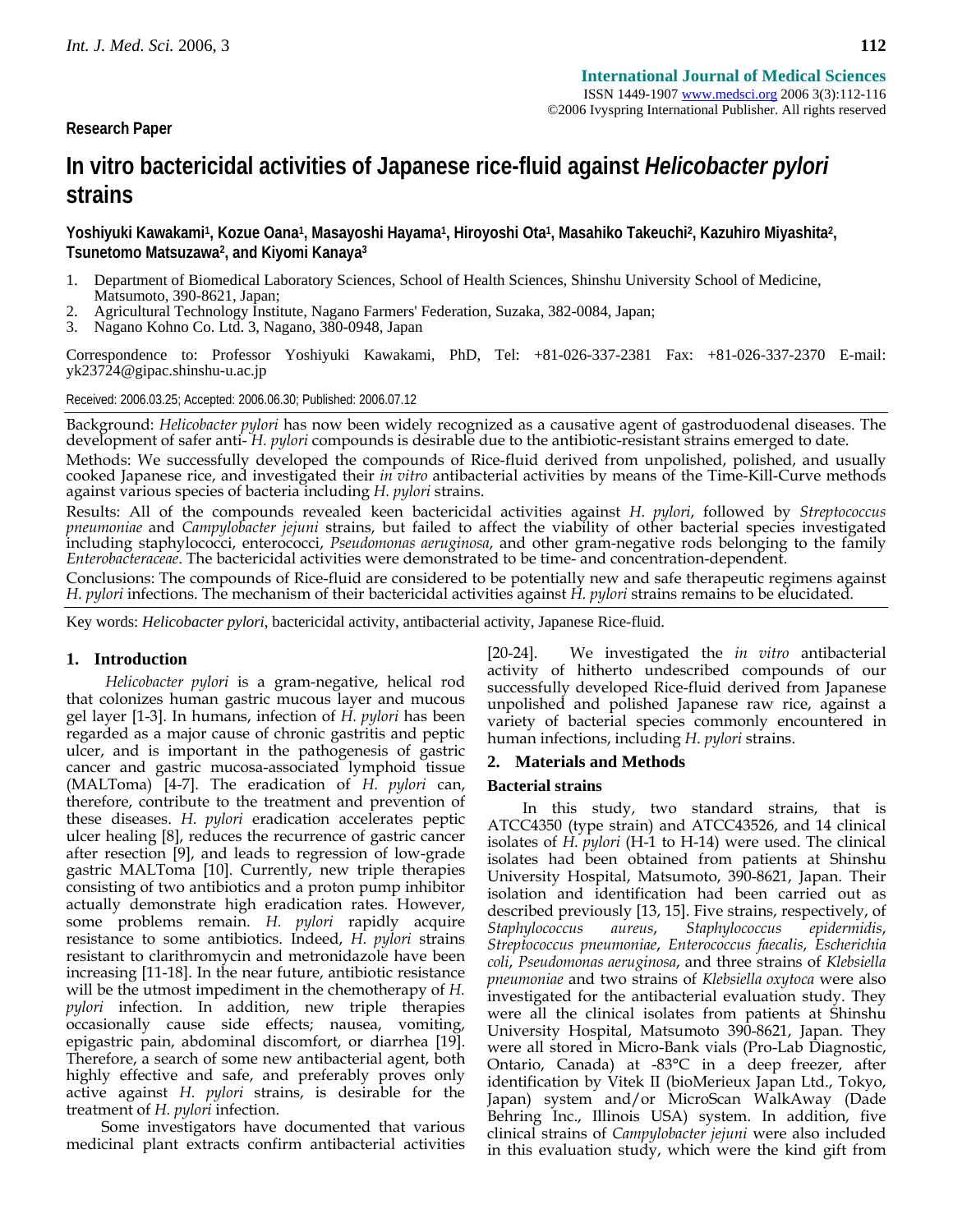**Research Paper**

# In vitro bactericidal activities of Japanese rice-fluid against *Helicobacter pylori* strains

**Yoshiyuki Kawakami[1], Kozue Oana[1], Masayoshi Hayama[1], Hiroyoshi Ota[1], Masahiko Takeuchi[2], Kazuhiro Miyashita[2], Tsunetomo Matsuzawa[2], and Kiyomi Kanaya[3]**

1. Department of Biomedical Laboratory Sciences, School of Health Sciences, Shinshu University School of Medicine, Matsumoto, 390-8621, Japan;
2. Agricultural Technology Institute, Nagano Farmers' Federation, Suzaka, 382-0084, Japan;
3. Nagano Kohno Co. Ltd. 3, Nagano, 380-0948, Japan

Correspondence to: Professor Yoshiyuki Kawakami, PhD, Tel: +81-026-337-2381 Fax: +81-026-337-2370 E-mail: yk23724@gipac.shinshu-u.ac.jp

Received: 2006.03.25; Accepted: 2006.06.30; Published: 2006.07.12

Background: *Helicobacter pylori* has now been widely recognized as a causative agent of gastroduodenal diseases. The development of safer anti- *H. pylori* compounds is desirable due to the antibiotic-resistant strains emerged to date.

Methods: We successfully developed the compounds of Rice-fluid derived from unpolished, polished, and usually cooked Japanese rice, and investigated their *in vitro* antibacterial activities by means of the Time-Kill-Curve methods against various species of bacteria including *H. pylori* strains.

Results: All of the compounds revealed keen bactericidal activities against *H. pylori*, followed by *Streptococcus pneumoniae* and *Campylobacter jejuni* strains, but failed to affect the viability of other bacterial species investigated including staphylococci, enterococci, *Pseudomonas aeruginosa*, and other gram-negative rods belonging to the family *Enterobacteraceae*. The bactericidal activities were demonstrated to be time- and concentration-dependent.

Conclusions: The compounds of Rice-fluid are considered to be potentially new and safe therapeutic regimens against *H. pylori* infections. The mechanism of their bactericidal activities against *H. pylori* strains remains to be elucidated.

Key words: *Helicobacter pylori*, bactericidal activity, antibacterial activity, Japanese Rice-fluid.

## 1. Introduction

*Helicobacter pylori* is a gram-negative, helical rod that colonizes human gastric mucous layer and mucous gel layer [1-3]. In humans, infection of *H. pylori* has been regarded as a major cause of chronic gastritis and peptic ulcer, and is important in the pathogenesis of gastric cancer and gastric mucosa-associated lymphoid tissue (MALToma) [4-7]. The eradication of *H. pylori* can, therefore, contribute to the treatment and prevention of these diseases. *H. pylori* eradication accelerates peptic ulcer healing [8], reduces the recurrence of gastric cancer after resection [9], and leads to regression of low-grade gastric MALToma [10]. Currently, new triple therapies consisting of two antibiotics and a proton pump inhibitor actually demonstrate high eradication rates. However, some problems remain. *H. pylori* rapidly acquire resistance to some antibiotics. Indeed, *H. pylori* strains resistant to clarithromycin and metronidazole have been increasing [11-18]. In the near future, antibiotic resistance will be the utmost impediment in the chemotherapy of *H. pylori* infection. In addition, new triple therapies occasionally cause side effects; nausea, vomiting, epigastric pain, abdominal discomfort, or diarrhea [19]. Therefore, a search of some new antibacterial agent, both highly effective and safe, and preferably proves only active against *H. pylori* strains, is desirable for the treatment of *H. pylori* infection.

Some investigators have documented that various medicinal plant extracts confirm antibacterial activities [20-24]. We investigated the *in vitro* antibacterial activity of hitherto undescribed compounds of our successfully developed Rice-fluid derived from Japanese unpolished and polished Japanese raw rice, against a variety of bacterial species commonly encountered in human infections, including *H. pylori* strains.

## 2. Materials and Methods

### Bacterial strains

In this study, two standard strains, that is ATCC4350 (type strain) and ATCC43526, and 14 clinical isolates of *H. pylori* (H-1 to H-14) were used. The clinical isolates had been obtained from patients at Shinshu University Hospital, Matsumoto, 390-8621, Japan. Their isolation and identification had been carried out as described previously [13, 15]. Five strains, respectively, of *Staphylococcus aureus*, *Staphylococcus epidermidis*, *Streptococcus pneumoniae*, *Enterococcus faecalis*, *Escherichia coli*, *Pseudomonas aeruginosa*, and three strains of *Klebsiella pneumoniae* and two strains of *Klebsiella oxytoca* were also investigated for the antibacterial evaluation study. They were all the clinical isolates from patients at Shinshu University Hospital, Matsumoto 390-8621, Japan. They were all stored in Micro-Bank vials (Pro-Lab Diagnostic, Ontario, Canada) at -83°C in a deep freezer, after identification by Vitek II (bioMerieux Japan Ltd., Tokyo, Japan) system and/or MicroScan WalkAway (Dade Behring Inc., Illinois USA) system. In addition, five clinical strains of *Campylobacter jejuni* were also included in this evaluation study, which were the kind gift from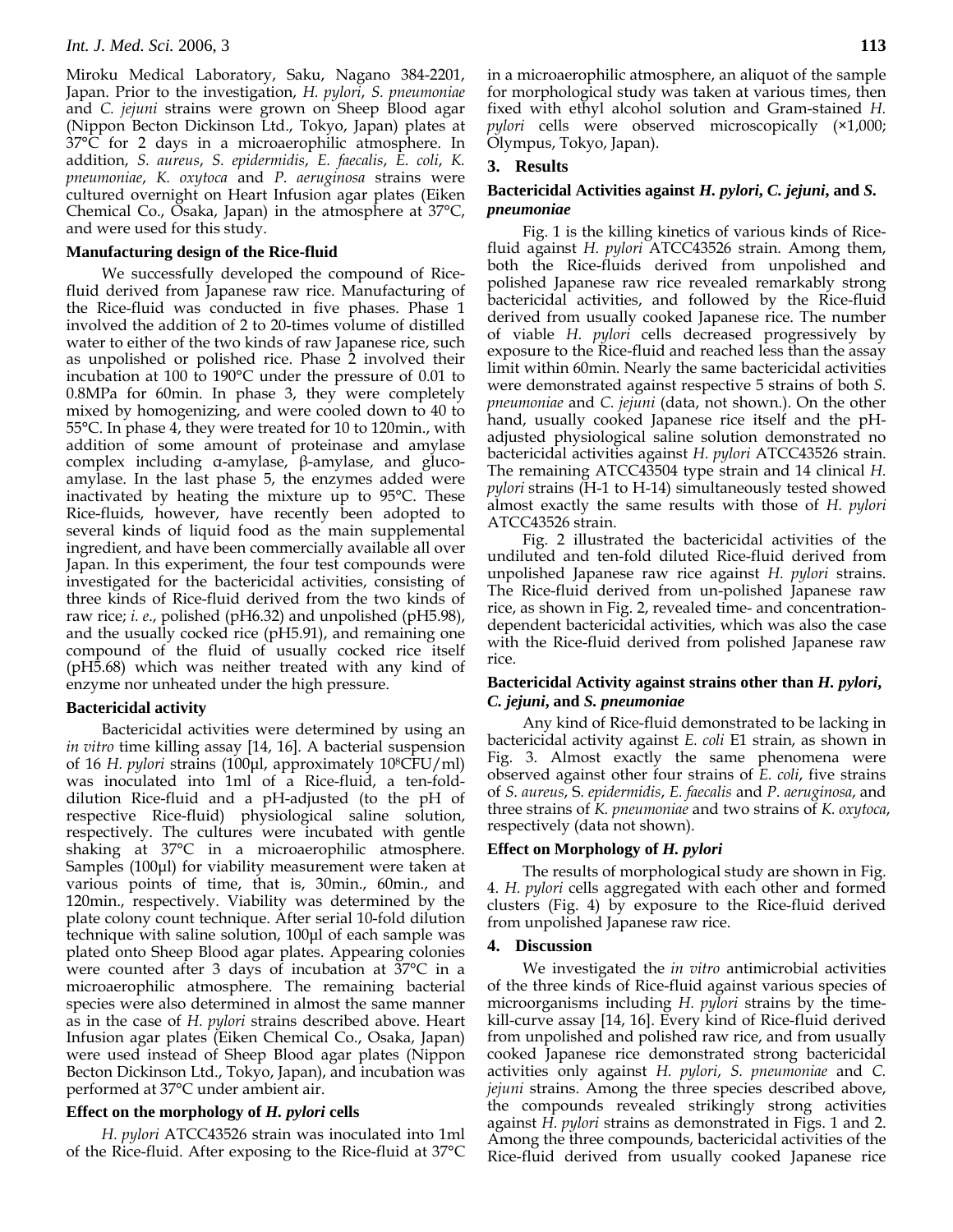Miroku Medical Laboratory, Saku, Nagano 384-2201, Japan. Prior to the investigation, *H. pylori*, *S. pneumoniae* and *C. jejuni* strains were grown on Sheep Blood agar (Nippon Becton Dickinson Ltd., Tokyo, Japan) plates at 37°C for 2 days in a microaerophilic atmosphere. In addition, *S. aureus*, *S. epidermidis*, *E. faecalis*, *E. coli*, *K. pneumoniae*, *K. oxytoca* and *P. aeruginosa* strains were cultured overnight on Heart Infusion agar plates (Eiken Chemical Co., Osaka, Japan) in the atmosphere at 37°C, and were used for this study.

### Manufacturing design of the Rice-fluid

We successfully developed the compound of Rice-fluid derived from Japanese raw rice. Manufacturing of the Rice-fluid was conducted in five phases. Phase 1 involved the addition of 2 to 20-times volume of distilled water to either of the two kinds of raw Japanese rice, such as unpolished or polished rice. Phase 2 involved their incubation at 100 to 190°C under the pressure of 0.01 to 0.8MPa for 60min. In phase 3, they were completely mixed by homogenizing, and were cooled down to 40 to 55°C. In phase 4, they were treated for 10 to 120min., with addition of some amount of proteinase and amylase complex including α-amylase, β-amylase, and gluco-amylase. In the last phase 5, the enzymes added were inactivated by heating the mixture up to 95°C. These Rice-fluids, however, have recently been adopted to several kinds of liquid food as the main supplemental ingredient, and have been commercially available all over Japan. In this experiment, the four test compounds were investigated for the bactericidal activities, consisting of three kinds of Rice-fluid derived from the two kinds of raw rice; *i. e.*, polished (pH6.32) and unpolished (pH5.98), and the usually cocked rice (pH5.91), and remaining one compound of the fluid of usually cocked rice itself (pH5.68) which was neither treated with any kind of enzyme nor unheated under the high pressure.

### Bactericidal activity

Bactericidal activities were determined by using an *in vitro* time killing assay [14, 16]. A bacterial suspension of 16 *H. pylori* strains (100μl, approximately $10^8$CFU/ml) was inoculated into 1ml of a Rice-fluid, a ten-fold-dilution Rice-fluid and a pH-adjusted (to the pH of respective Rice-fluid) physiological saline solution, respectively. The cultures were incubated with gentle shaking at 37°C in a microaerophilic atmosphere. Samples (100μl) for viability measurement were taken at various points of time, that is, 30min., 60min., and 120min., respectively. Viability was determined by the plate colony count technique. After serial 10-fold dilution technique with saline solution, 100μl of each sample was plated onto Sheep Blood agar plates. Appearing colonies were counted after 3 days of incubation at 37°C in a microaerophilic atmosphere. The remaining bacterial species were also determined in almost the same manner as in the case of *H. pylori* strains described above. Heart Infusion agar plates (Eiken Chemical Co., Osaka, Japan) were used instead of Sheep Blood agar plates (Nippon Becton Dickinson Ltd., Tokyo, Japan), and incubation was performed at 37°C under ambient air.

### Effect on the morphology of *H. pylori* cells

*H. pylori* ATCC43526 strain was inoculated into 1ml of the Rice-fluid. After exposing to the Rice-fluid at 37°C in a microaerophilic atmosphere, an aliquot of the sample for morphological study was taken at various times, then fixed with ethyl alcohol solution and Gram-stained *H. pylori* cells were observed microscopically (×1,000; Olympus, Tokyo, Japan).

## 3. Results

### Bactericidal Activities against *H. pylori*, *C. jejuni*, and *S. pneumoniae*

Fig. 1 is the killing kinetics of various kinds of Rice-fluid against *H. pylori* ATCC43526 strain. Among them, both the Rice-fluids derived from unpolished and polished Japanese raw rice revealed remarkably strong bactericidal activities, and followed by the Rice-fluid derived from usually cooked Japanese rice. The number of viable *H. pylori* cells decreased progressively by exposure to the Rice-fluid and reached less than the assay limit within 60min. Nearly the same bactericidal activities were demonstrated against respective 5 strains of both *S. pneumoniae* and *C. jejuni* (data, not shown.). On the other hand, usually cooked Japanese rice itself and the pH-adjusted physiological saline solution demonstrated no bactericidal activities against *H. pylori* ATCC43526 strain. The remaining ATCC43504 type strain and 14 clinical *H. pylori* strains (H-1 to H-14) simultaneously tested showed almost exactly the same results with those of *H. pylori* ATCC43526 strain.

Fig. 2 illustrated the bactericidal activities of the undiluted and ten-fold diluted Rice-fluid derived from unpolished Japanese raw rice against *H. pylori* strains. The Rice-fluid derived from un-polished Japanese raw rice, as shown in Fig. 2, revealed time- and concentration-dependent bactericidal activities, which was also the case with the Rice-fluid derived from polished Japanese raw rice.

### Bactericidal Activity against strains other than *H. pylori*, *C. jejuni*, and *S. pneumoniae*

Any kind of Rice-fluid demonstrated to be lacking in bactericidal activity against *E. coli* E1 strain, as shown in Fig. 3. Almost exactly the same phenomena were observed against other four strains of *E. coli*, five strains of *S. aureus*, S. *epidermidis*, *E. faecalis* and *P. aeruginosa*, and three strains of *K. pneumoniae* and two strains of *K. oxytoca*, respectively (data not shown).

### Effect on Morphology of *H. pylori*

The results of morphological study are shown in Fig. 4. *H. pylori* cells aggregated with each other and formed clusters (Fig. 4) by exposure to the Rice-fluid derived from unpolished Japanese raw rice.

## 4. Discussion

We investigated the *in vitro* antimicrobial activities of the three kinds of Rice-fluid against various species of microorganisms including *H. pylori* strains by the time-kill-curve assay [14, 16]. Every kind of Rice-fluid derived from unpolished and polished raw rice, and from usually cooked Japanese rice demonstrated strong bactericidal activities only against *H. pylori*, *S. pneumoniae* and *C. jejuni* strains. Among the three species described above, the compounds revealed strikingly strong activities against *H. pylori* strains as demonstrated in Figs. 1 and 2. Among the three compounds, bactericidal activities of the Rice-fluid derived from usually cooked Japanese rice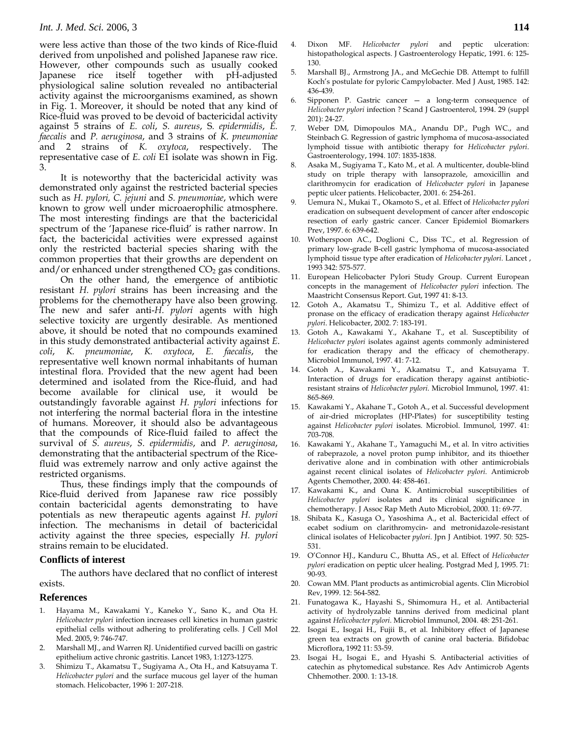were less active than those of the two kinds of Rice-fluid derived from unpolished and polished Japanese raw rice. However, other compounds such as usually cooked Japanese rice itself together with pH-adjusted physiological saline solution revealed no antibacterial activity against the microorganisms examined, as shown in Fig. 1. Moreover, it should be noted that any kind of Rice-fluid was proved to be devoid of bactericidal activity against 5 strains of *E. coli*, *S. aureus*, S. *epidermidis*, *E. faecalis* and *P. aeruginosa*, and 3 strains of *K. pneumoniae* and 2 strains of *K. oxytoca*, respectively. The representative case of *E. coli* E1 isolate was shown in Fig. 3.

It is noteworthy that the bactericidal activity was demonstrated only against the restricted bacterial species such as *H. pylori, C. jejuni* and *S. pneumoniae*, which were known to grow well under microaerophilic atmosphere. The most interesting findings are that the bactericidal spectrum of the 'Japanese rice-fluid' is rather narrow. In fact, the bactericidal activities were expressed against only the restricted bacterial species sharing with the common properties that their growths are dependent on and/or enhanced under strengthened $CO_2$ gas conditions.

On the other hand, the emergence of antibiotic resistant *H. pylori* strains has been increasing and the problems for the chemotherapy have also been growing. The new and safer anti-*H. pylori* agents with high selective toxicity are urgently desirable. As mentioned above, it should be noted that no compounds examined in this study demonstrated antibacterial activity against *E. coli*, *K. pneumoniae*, *K. oxytoca*, *E. faecalis*, the representative well known normal inhabitants of human intestinal flora. Provided that the new agent had been determined and isolated from the Rice-fluid, and had become available for clinical use, it would be outstandingly favorable against *H. pylori* infections for not interfering the normal bacterial flora in the intestine of humans. Moreover, it should also be advantageous that the compounds of Rice-fluid failed to affect the survival of *S. aureus*, *S. epidermidis*, and *P. aeruginosa*, demonstrating that the antibacterial spectrum of the Rice-fluid was extremely narrow and only active against the restricted organisms.

Thus, these findings imply that the compounds of Rice-fluid derived from Japanese raw rice possibly contain bactericidal agents demonstrating to have potentials as new therapeutic agents against *H. pylori* infection. The mechanisms in detail of bactericidal activity against the three species, especially *H. pylori* strains remain to be elucidated.

### Conflicts of interest

The authors have declared that no conflict of interest exists.

### References

1. Hayama M., Kawakami Y., Kaneko Y., Sano K., and Ota H. *Helicobacter pylori* infection increases cell kinetics in human gastric epithelial cells without adhering to proliferating cells. J Cell Mol Med. 2005, 9: 746-747.
2. Marshall MJ., and Warren RJ. Unidentified curved bacilli on gastric epithelium active chronic gastritis. Lancet 1983, 1:1273-1275.
3. Shimizu T., Akamatsu T., Sugiyama A., Ota H., and Katsuyama T. *Helicobacter pylori* and the surface mucous gel layer of the human stomach. Helicobacter, 1996 1: 207-218.
4. Dixon MF. *Helicobacter pylori* and peptic ulceration: histopathological aspects. J Gastroenterology Hepatic, 1991. 6: 125-130.
5. Marshall BJ., Armstrong JA., and McGechie DB. Attempt to fulfill Koch's postulate for pyloric Campylobacter. Med J Aust, 1985. 142: 436-439.
6. Sipponen P. Gastric cancer — a long-term consequence of *Helicobacter pylori* infection ? Scand J Gastroenterol, 1994. 29 (suppl 201): 24-27.
7. Weber DM, Dimopoulos MA., Anandu DP., Pugh WC., and Steinbach G. Regression of gastric lymphoma of mucosa-associated lymphoid tissue with antibiotic therapy for *Helicobacter pylori*. Gastroenterology, 1994. 107: 1835-1838.
8. Asaka M., Sugiyama T., Kato M., et al. A multicenter, double-blind study on triple therapy with lansoprazole, amoxicillin and clarithromycin for eradication of *Helicobacter pylori* in Japanese peptic ulcer patients. Helicobacter, 2001. 6: 254-261.
9. Uemura N., Mukai T., Okamoto S., et al. Effect of *Helicobacter pylori* eradication on subsequent development of cancer after endoscopic resection of early gastric cancer. Cancer Epidemiol Biomarkers Prev, 1997. 6: 639-642.
10. Wotherspoon AC., Doglioni C., Diss TC., et al. Regression of primary low-grade B-cell gastric lymphoma of mucosa-associated lymphoid tissue type after eradication of *Helicobacter pylori*. Lancet , 1993 342: 575-577.
11. European Helicobacter Pylori Study Group. Current European concepts in the management of *Helicobacter pylori* infection. The Maastricht Consensus Report. Gut, 1997 41: 8-13.
12. Gotoh A., Akamatsu T., Shimizu T., et al. Additive effect of pronase on the efficacy of eradication therapy against *Helicobacter pylori*. Helicobacter, 2002. 7: 183-191.
13. Gotoh A., Kawakami Y., Akahane T., et al. Susceptibility of *Helicobacter pylori* isolates against agents commonly administered for eradication therapy and the efficacy of chemotherapy. Microbiol Immunol, 1997. 41: 7-12.
14. Gotoh A., Kawakami Y., Akamatsu T., and Katsuyama T. Interaction of drugs for eradication therapy against antibiotic-resistant strains of *Helicobacter pylori*. Microbiol Immunol, 1997. 41: 865-869.
15. Kawakami Y., Akahane T., Gotoh A., et al. Successful development of air-dried microplates (HP-Plates) for susceptibility testing against *Helicobacter pylori* isolates. Microbiol. Immunol, 1997. 41: 703-708.
16. Kawakami Y., Akahane T., Yamaguchi M., et al. In vitro activities of rabeprazole, a novel proton pump inhibitor, and its thioether derivative alone and in combination with other antimicrobials against recent clinical isolates of *Helicobacter pylori*. Antimicrob Agents Chemother, 2000. 44: 458-461.
17. Kawakami K., and Oana K. Antimicrobial susceptibilities of *Helicobacter pylori* isolates and its clinical significance in chemotherapy. J Assoc Rap Meth Auto Microbiol, 2000. 11: 69-77.
18. Shibata K., Kasuga O., Yasoshima A., et al. Bactericidal effect of ecabet sodium on clarithromycin- and metronidazole-resistant clinical isolates of Helicobacter *pylori*. Jpn J Antibiot. 1997. 50: 525-531.
19. O'Connor HJ., Kanduru C., Bhutta AS., et al. Effect of *Helicobacter pylori* eradication on peptic ulcer healing. Postgrad Med J, 1995. 71: 90-93.
20. Cowan MM. Plant products as antimicrobial agents. Clin Microbiol Rev, 1999. 12: 564-582.
21. Funatogawa K., Hayashi S., Shimomura H., et al. Antibacterial activity of hydrolyzable tannins derived from medicinal plant against *Helicobacter pylori*. Microbiol Immunol, 2004. 48: 251-261.
22. Isogai E., Isogai H., Fujii B., et al. Inhibitory effect of Japanese green tea extracts on growth of canine oral bacteria. Bifidobac Microflora, 1992 11: 53-59.
23. Isogai H., Isogai E., and Hyashi S. Antibacterial activities of catechin as phytomedical substance. Res Adv Antimicrob Agents Chhemother. 2000. 1: 13-18.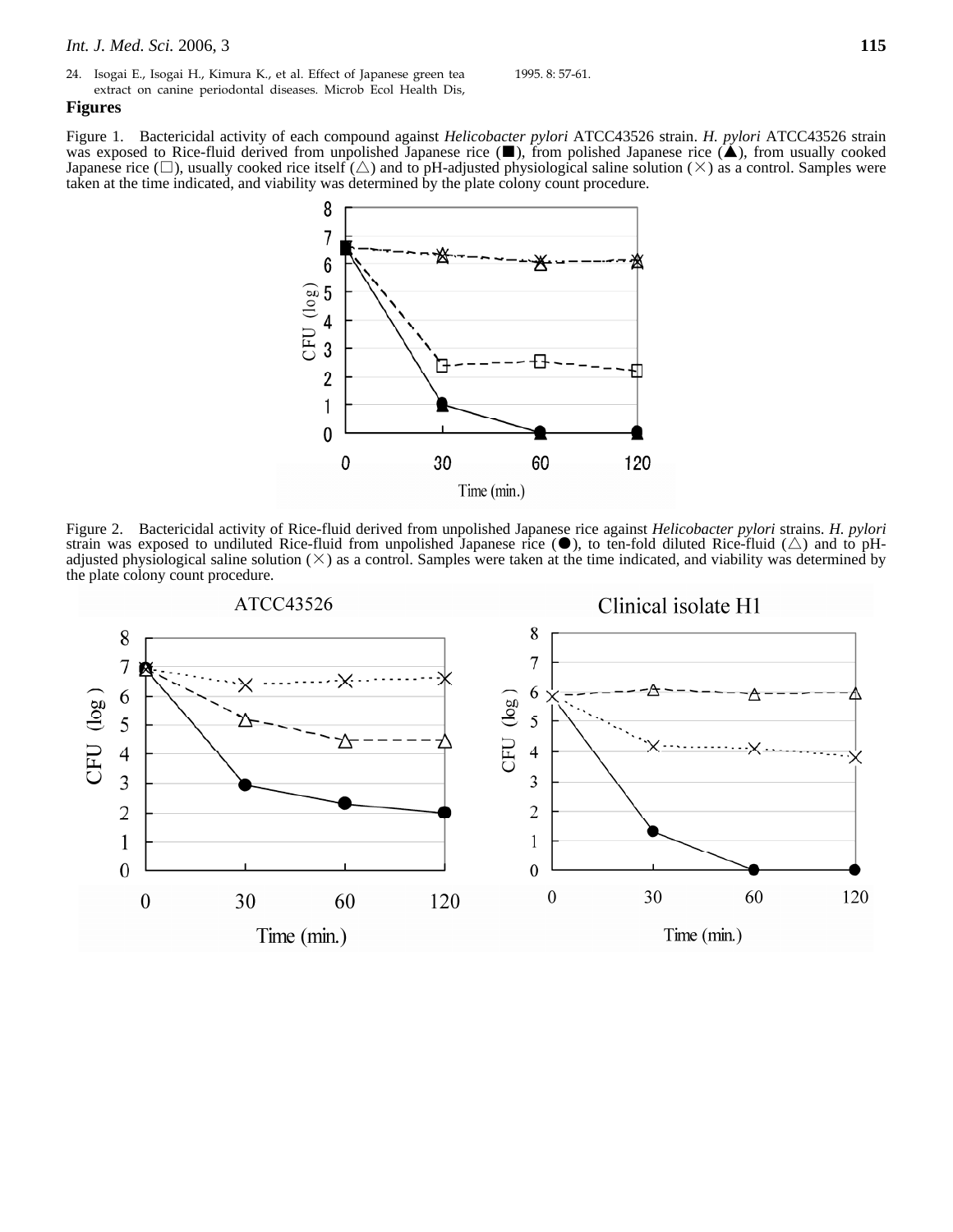24. Isogai E., Isogai H., Kimura K., et al. Effect of Japanese green tea extract on canine periodontal diseases. Microb Ecol Health Dis, 1995. 8: 57-61.

## Figures

Figure 1. Bactericidal activity of each compound against *Helicobacter pylori* ATCC43526 strain. *H. pylori* ATCC43526 strain was exposed to Rice-fluid derived from unpolished Japanese rice (■), from polished Japanese rice (▲), from usually cooked Japanese rice (□), usually cooked rice itself (△) and to pH-adjusted physiological saline solution (×) as a control. Samples were taken at the time indicated, and viability was determined by the plate colony count procedure.

Figure 2. Bactericidal activity of Rice-fluid derived from unpolished Japanese rice against *Helicobacter pylori* strains. *H. pylori* strain was exposed to undiluted Rice-fluid from unpolished Japanese rice (●), to ten-fold diluted Rice-fluid (△) and to pH-adjusted physiological saline solution (×) as a control. Samples were taken at the time indicated, and viability was determined by the plate colony count procedure.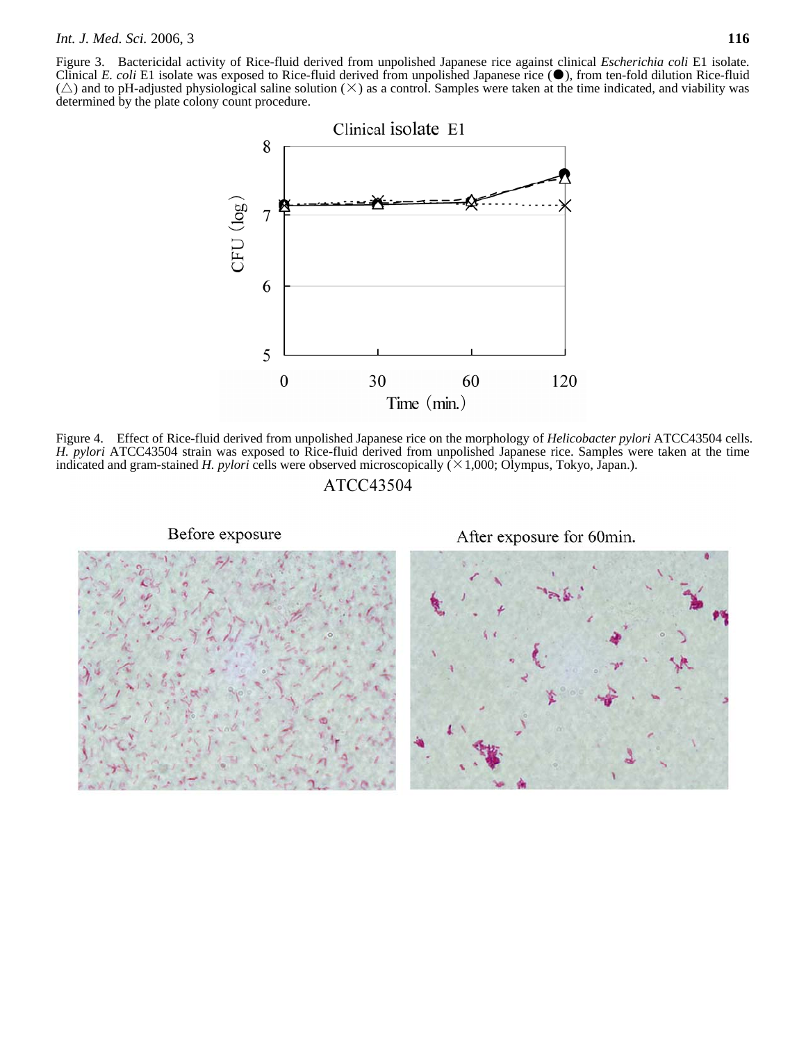Figure 3. Bactericidal activity of Rice-fluid derived from unpolished Japanese rice against clinical *Escherichia coli* E1 isolate. Clinical *E. coli* E1 isolate was exposed to Rice-fluid derived from unpolished Japanese rice (●), from ten-fold dilution Rice-fluid (△) and to pH-adjusted physiological saline solution (×) as a control. Samples were taken at the time indicated, and viability was determined by the plate colony count procedure.

Clinical isolate E1

CFU (log)

8

7

6

5

0

30

60

120

Time (min.)

Figure 4. Effect of Rice-fluid derived from unpolished Japanese rice on the morphology of *Helicobacter pylori* ATCC43504 cells. *H. pylori* ATCC43504 strain was exposed to Rice-fluid derived from unpolished Japanese rice. Samples were taken at the time indicated and gram-stained *H. pylori* cells were observed microscopically (×1,000; Olympus, Tokyo, Japan.).

ATCC43504

Before exposure

After exposure for 60min.